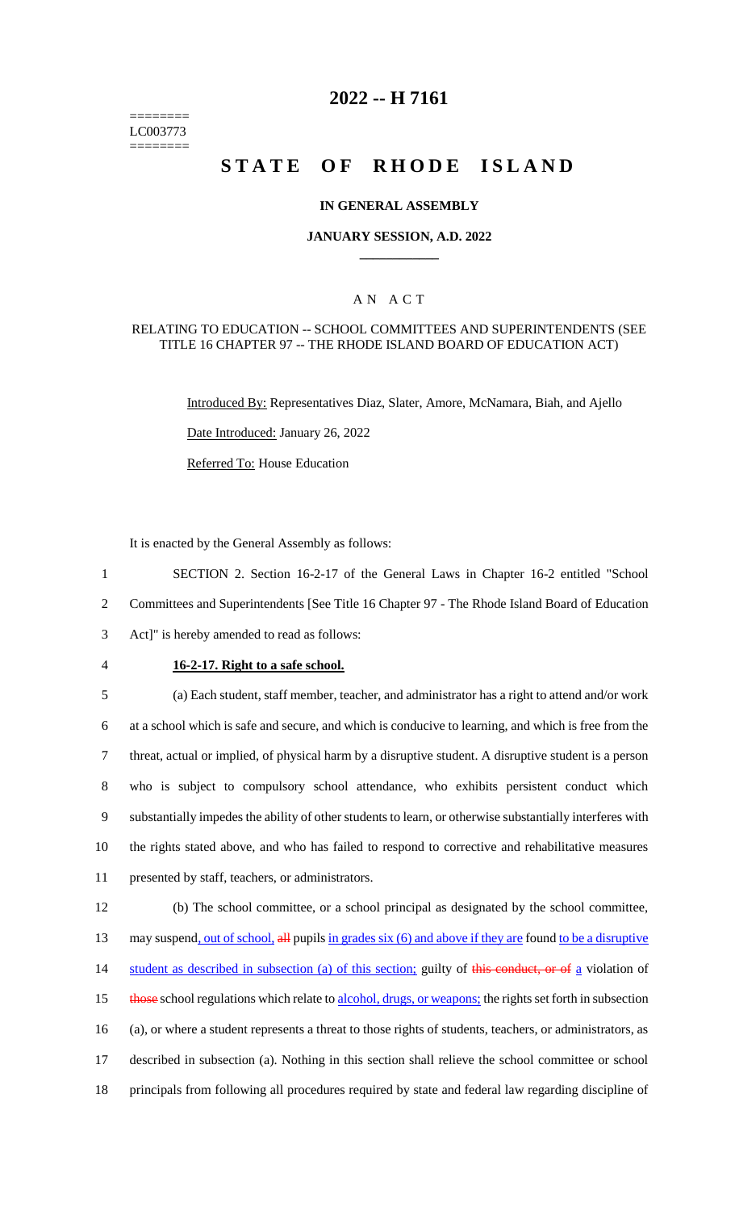========
LC003773
========

# 2022 -- H 7161

# STATE OF RHODE ISLAND

## IN GENERAL ASSEMBLY

### JANUARY SESSION, A.D. 2022

### A N A C T

#### RELATING TO EDUCATION -- SCHOOL COMMITTEES AND SUPERINTENDENTS (SEE TITLE 16 CHAPTER 97 -- THE RHODE ISLAND BOARD OF EDUCATION ACT)

Introduced By: Representatives Diaz, Slater, Amore, McNamara, Biah, and Ajello

Date Introduced: January 26, 2022

Referred To: House Education

It is enacted by the General Assembly as follows:

1 SECTION 2. Section 16-2-17 of the General Laws in Chapter 16-2 entitled "School
2 Committees and Superintendents [See Title 16 Chapter 97 - The Rhode Island Board of Education
3 Act]" is hereby amended to read as follows:

4 **16-2-17. Right to a safe school.**

5 (a) Each student, staff member, teacher, and administrator has a right to attend and/or work
6 at a school which is safe and secure, and which is conducive to learning, and which is free from the
7 threat, actual or implied, of physical harm by a disruptive student. A disruptive student is a person
8 who is subject to compulsory school attendance, who exhibits persistent conduct which
9 substantially impedes the ability of other students to learn, or otherwise substantially interferes with
10 the rights stated above, and who has failed to respond to corrective and rehabilitative measures
11 presented by staff, teachers, or administrators.

12 (b) The school committee, or a school principal as designated by the school committee,
13 may suspend, out of school, ~~all~~ pupils in grades six (6) and above if they are found to be a disruptive
14 student as described in subsection (a) of this section; guilty of ~~this conduct, or of~~ a violation of
15 ~~those~~ school regulations which relate to alcohol, drugs, or weapons; the rights set forth in subsection
16 (a), or where a student represents a threat to those rights of students, teachers, or administrators, as
17 described in subsection (a). Nothing in this section shall relieve the school committee or school
18 principals from following all procedures required by state and federal law regarding discipline of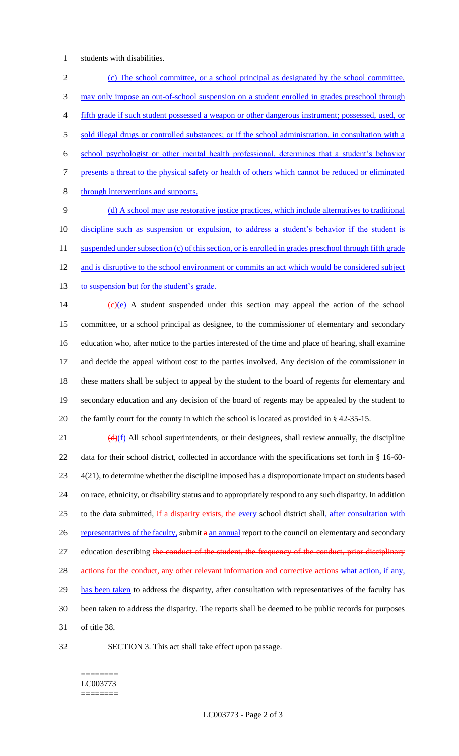students with disabilities.

(c) The school committee, or a school principal as designated by the school committee, may only impose an out-of-school suspension on a student enrolled in grades preschool through fifth grade if such student possessed a weapon or other dangerous instrument; possessed, used, or sold illegal drugs or controlled substances; or if the school administration, in consultation with a school psychologist or other mental health professional, determines that a student's behavior presents a threat to the physical safety or health of others which cannot be reduced or eliminated through interventions and supports.

(d) A school may use restorative justice practices, which include alternatives to traditional discipline such as suspension or expulsion, to address a student's behavior if the student is suspended under subsection (c) of this section, or is enrolled in grades preschool through fifth grade and is disruptive to the school environment or commits an act which would be considered subject to suspension but for the student's grade.

~~(c)~~(e) A student suspended under this section may appeal the action of the school committee, or a school principal as designee, to the commissioner of elementary and secondary education who, after notice to the parties interested of the time and place of hearing, shall examine and decide the appeal without cost to the parties involved. Any decision of the commissioner in these matters shall be subject to appeal by the student to the board of regents for elementary and secondary education and any decision of the board of regents may be appealed by the student to the family court for the county in which the school is located as provided in § 42-35-15.

~~(d)~~(f) All school superintendents, or their designees, shall review annually, the discipline data for their school district, collected in accordance with the specifications set forth in § 16-60-4(21), to determine whether the discipline imposed has a disproportionate impact on students based on race, ethnicity, or disability status and to appropriately respond to any such disparity. In addition to the data submitted, ~~if a disparity exists, the~~ every school district shall, after consultation with representatives of the faculty, submit ~~a~~ an annual report to the council on elementary and secondary education describing ~~the conduct of the student, the frequency of the conduct, prior disciplinary actions for the conduct, any other relevant information and corrective actions~~ what action, if any, has been taken to address the disparity, after consultation with representatives of the faculty has been taken to address the disparity. The reports shall be deemed to be public records for purposes of title 38.

SECTION 3. This act shall take effect upon passage.

========
LC003773
========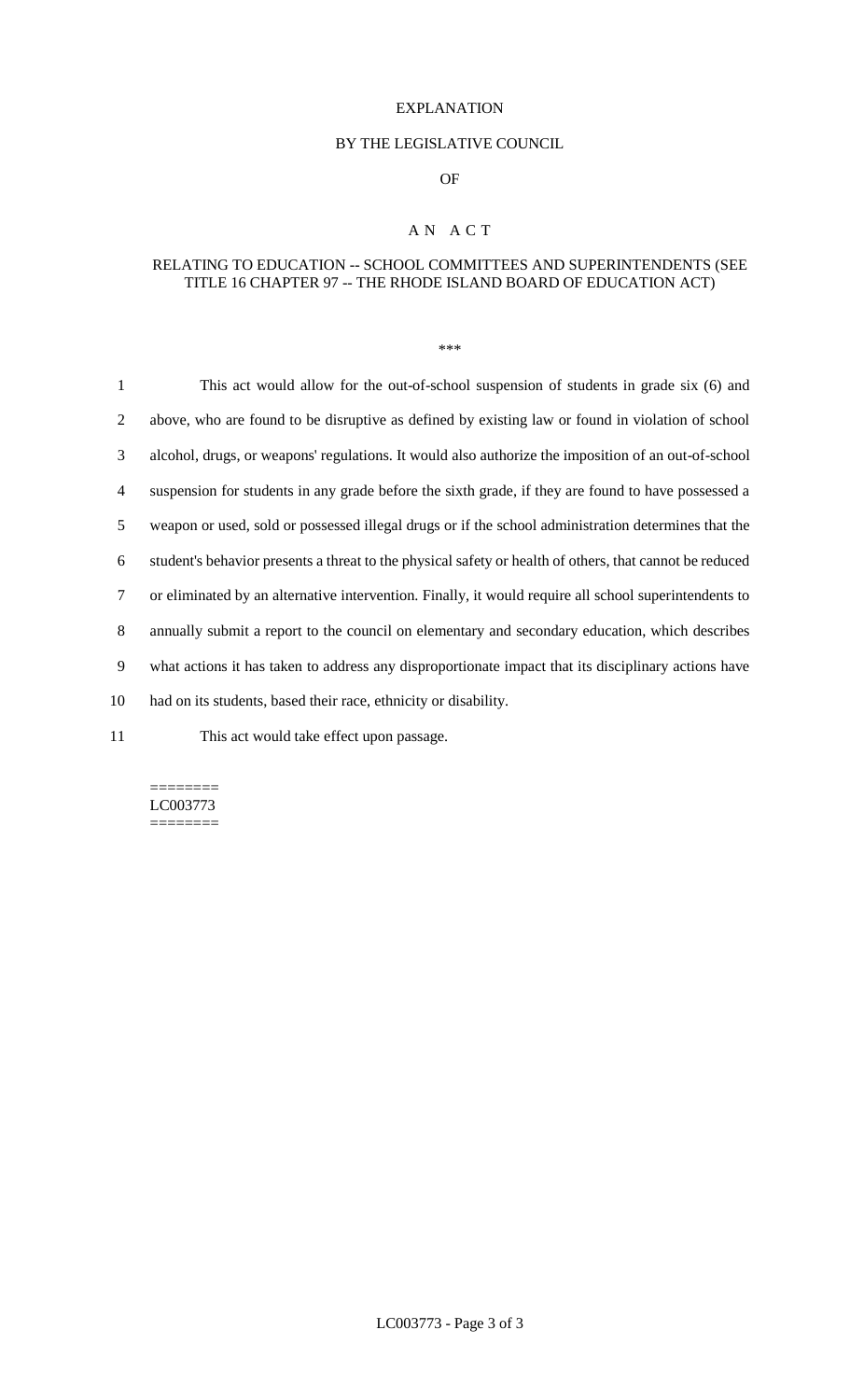EXPLANATION

BY THE LEGISLATIVE COUNCIL

OF

# A N A C T

RELATING TO EDUCATION -- SCHOOL COMMITTEES AND SUPERINTENDENTS (SEE TITLE 16 CHAPTER 97 -- THE RHODE ISLAND BOARD OF EDUCATION ACT)

\*\*\*

1 This act would allow for the out-of-school suspension of students in grade six (6) and
2 above, who are found to be disruptive as defined by existing law or found in violation of school
3 alcohol, drugs, or weapons' regulations. It would also authorize the imposition of an out-of-school
4 suspension for students in any grade before the sixth grade, if they are found to have possessed a
5 weapon or used, sold or possessed illegal drugs or if the school administration determines that the
6 student's behavior presents a threat to the physical safety or health of others, that cannot be reduced
7 or eliminated by an alternative intervention. Finally, it would require all school superintendents to
8 annually submit a report to the council on elementary and secondary education, which describes
9 what actions it has taken to address any disproportionate impact that its disciplinary actions have
10 had on its students, based their race, ethnicity or disability.

11 This act would take effect upon passage.

========
LC003773
========